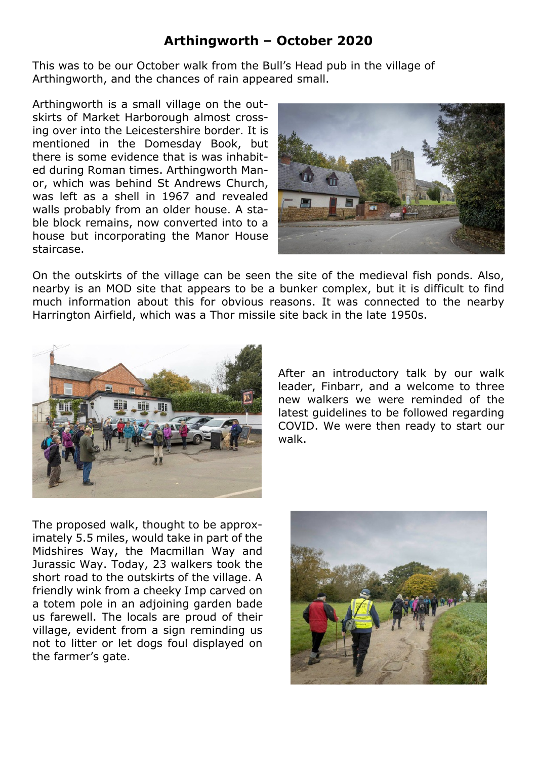# Arthingworth – October 2020

This was to be our October walk from the Bull's Head pub in the village of Arthingworth, and the chances of rain appeared small.

Arthingworth is a small village on the outskirts of Market Harborough almost crossing over into the Leicestershire border. It is mentioned in the Domesday Book, but there is some evidence that is was inhabited during Roman times. Arthingworth Manor, which was behind St Andrews Church, was left as a shell in 1967 and revealed walls probably from an older house. A stable block remains, now converted into to a house but incorporating the Manor House staircase.

On the outskirts of the village can be seen the site of the medieval fish ponds. Also, nearby is an MOD site that appears to be a bunker complex, but it is difficult to find much information about this for obvious reasons. It was connected to the nearby Harrington Airfield, which was a Thor missile site back in the late 1950s.

After an introductory talk by our walk leader, Finbarr, and a welcome to three new walkers we were reminded of the latest guidelines to be followed regarding COVID. We were then ready to start our walk.

The proposed walk, thought to be approximately 5.5 miles, would take in part of the Midshires Way, the Macmillan Way and Jurassic Way. Today, 23 walkers took the short road to the outskirts of the village. A friendly wink from a cheeky Imp carved on a totem pole in an adjoining garden bade us farewell. The locals are proud of their village, evident from a sign reminding us not to litter or let dogs foul displayed on the farmer's gate.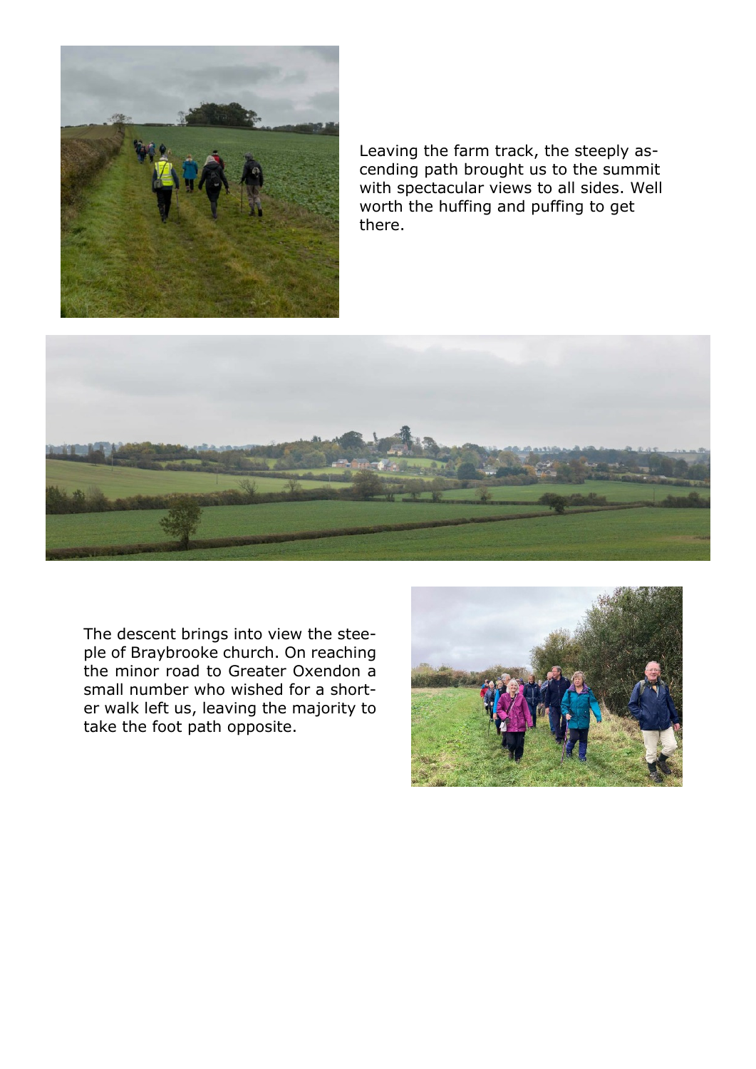Leaving the farm track, the steeply ascending path brought us to the summit with spectacular views to all sides. Well worth the huffing and puffing to get there.

The descent brings into view the steeple of Braybrooke church. On reaching the minor road to Greater Oxendon a small number who wished for a shorter walk left us, leaving the majority to take the foot path opposite.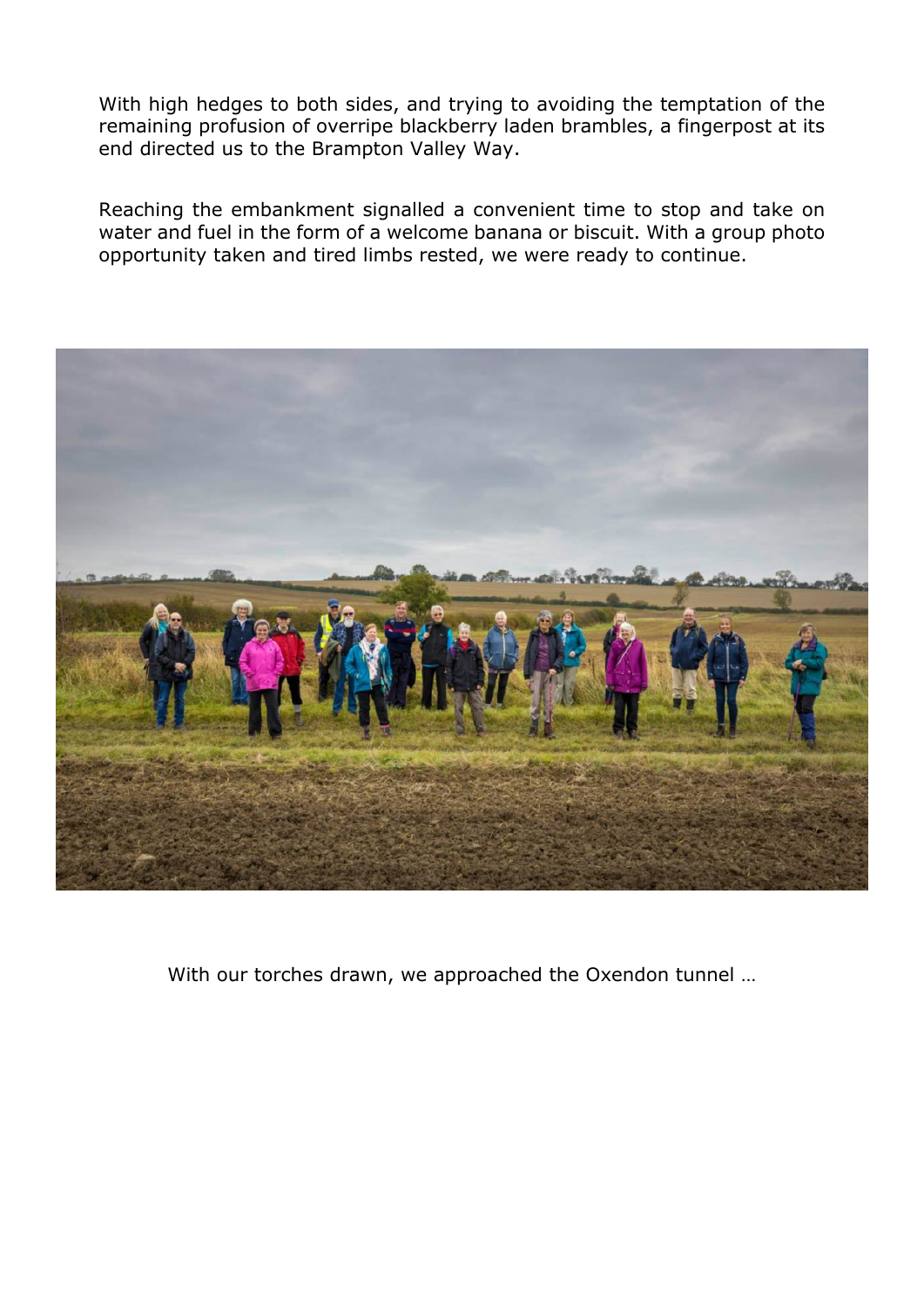With high hedges to both sides, and trying to avoiding the temptation of the remaining profusion of overripe blackberry laden brambles, a fingerpost at its end directed us to the Brampton Valley Way.

Reaching the embankment signalled a convenient time to stop and take on water and fuel in the form of a welcome banana or biscuit. With a group photo opportunity taken and tired limbs rested, we were ready to continue.

With our torches drawn, we approached the Oxendon tunnel …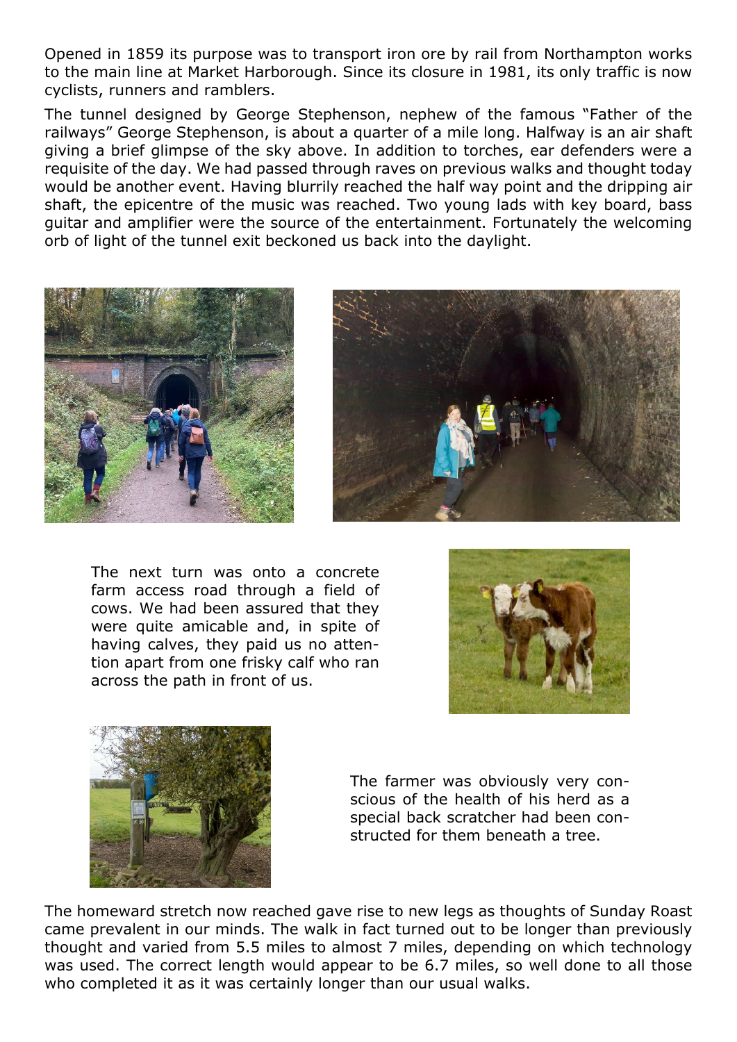Opened in 1859 its purpose was to transport iron ore by rail from Northampton works to the main line at Market Harborough. Since its closure in 1981, its only traffic is now cyclists, runners and ramblers.

The tunnel designed by George Stephenson, nephew of the famous "Father of the railways" George Stephenson, is about a quarter of a mile long. Halfway is an air shaft giving a brief glimpse of the sky above. In addition to torches, ear defenders were a requisite of the day. We had passed through raves on previous walks and thought today would be another event. Having blurrily reached the half way point and the dripping air shaft, the epicentre of the music was reached. Two young lads with key board, bass guitar and amplifier were the source of the entertainment. Fortunately the welcoming orb of light of the tunnel exit beckoned us back into the daylight.

The next turn was onto a concrete farm access road through a field of cows. We had been assured that they were quite amicable and, in spite of having calves, they paid us no attention apart from one frisky calf who ran across the path in front of us.

The farmer was obviously very conscious of the health of his herd as a special back scratcher had been constructed for them beneath a tree.

The homeward stretch now reached gave rise to new legs as thoughts of Sunday Roast came prevalent in our minds. The walk in fact turned out to be longer than previously thought and varied from 5.5 miles to almost 7 miles, depending on which technology was used. The correct length would appear to be 6.7 miles, so well done to all those who completed it as it was certainly longer than our usual walks.